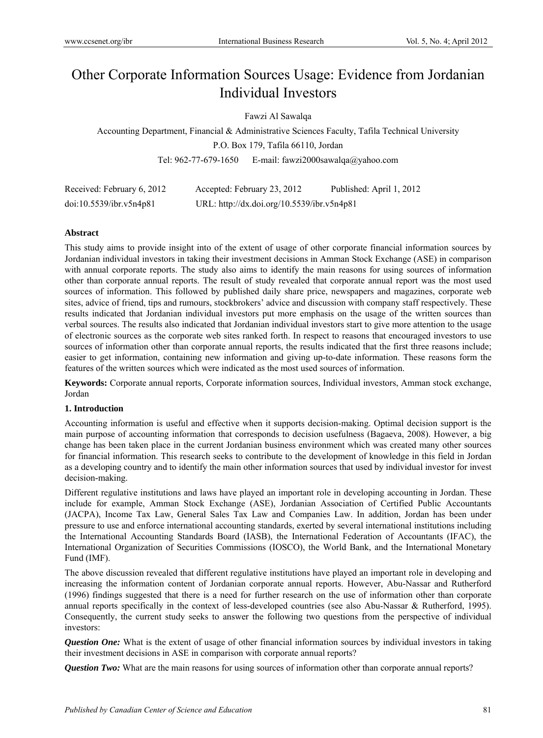# Other Corporate Information Sources Usage: Evidence from Jordanian Individual Investors

Fawzi Al Sawalqa

Accounting Department, Financial & Administrative Sciences Faculty, Tafila Technical University

P.O. Box 179, Tafila 66110, Jordan

Tel: 962-77-679-1650 E-mail: fawzi2000sawalqa@yahoo.com

Received: February 6, 2012 Accepted: February 23, 2012 Published: April 1, 2012

doi:10.5539/ibr.v5n4p81 URL: http://dx.doi.org/10.5539/ibr.v5n4p81

**Abstract**

This study aims to provide insight into of the extent of usage of other corporate financial information sources by Jordanian individual investors in taking their investment decisions in Amman Stock Exchange (ASE) in comparison with annual corporate reports. The study also aims to identify the main reasons for using sources of information other than corporate annual reports. The result of study revealed that corporate annual report was the most used sources of information. This followed by published daily share price, newspapers and magazines, corporate web sites, advice of friend, tips and rumours, stockbrokers' advice and discussion with company staff respectively. These results indicated that Jordanian individual investors put more emphasis on the usage of the written sources than verbal sources. The results also indicated that Jordanian individual investors start to give more attention to the usage of electronic sources as the corporate web sites ranked forth. In respect to reasons that encouraged investors to use sources of information other than corporate annual reports, the results indicated that the first three reasons include; easier to get information, containing new information and giving up-to-date information. These reasons form the features of the written sources which were indicated as the most used sources of information.

**Keywords:** Corporate annual reports, Corporate information sources, Individual investors, Amman stock exchange, Jordan

## 1. Introduction

Accounting information is useful and effective when it supports decision-making. Optimal decision support is the main purpose of accounting information that corresponds to decision usefulness (Bagaeva, 2008). However, a big change has been taken place in the current Jordanian business environment which was created many other sources for financial information. This research seeks to contribute to the development of knowledge in this field in Jordan as a developing country and to identify the main other information sources that used by individual investor for invest decision-making.

Different regulative institutions and laws have played an important role in developing accounting in Jordan. These include for example, Amman Stock Exchange (ASE), Jordanian Association of Certified Public Accountants (JACPA), Income Tax Law, General Sales Tax Law and Companies Law. In addition, Jordan has been under pressure to use and enforce international accounting standards, exerted by several international institutions including the International Accounting Standards Board (IASB), the International Federation of Accountants (IFAC), the International Organization of Securities Commissions (IOSCO), the World Bank, and the International Monetary Fund (IMF).

The above discussion revealed that different regulative institutions have played an important role in developing and increasing the information content of Jordanian corporate annual reports. However, Abu-Nassar and Rutherford (1996) findings suggested that there is a need for further research on the use of information other than corporate annual reports specifically in the context of less-developed countries (see also Abu-Nassar & Rutherford, 1995). Consequently, the current study seeks to answer the following two questions from the perspective of individual investors:

***Question One:*** What is the extent of usage of other financial information sources by individual investors in taking their investment decisions in ASE in comparison with corporate annual reports?

***Question Two:*** What are the main reasons for using sources of information other than corporate annual reports?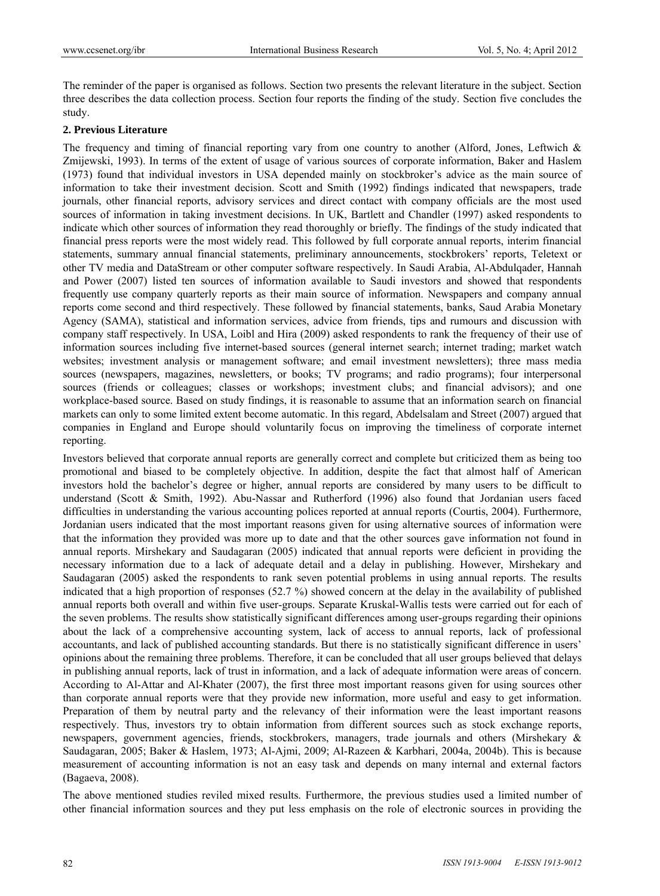The reminder of the paper is organised as follows. Section two presents the relevant literature in the subject. Section three describes the data collection process. Section four reports the finding of the study. Section five concludes the study.

## 2. Previous Literature

The frequency and timing of financial reporting vary from one country to another (Alford, Jones, Leftwich & Zmijewski, 1993). In terms of the extent of usage of various sources of corporate information, Baker and Haslem (1973) found that individual investors in USA depended mainly on stockbroker's advice as the main source of information to take their investment decision. Scott and Smith (1992) findings indicated that newspapers, trade journals, other financial reports, advisory services and direct contact with company officials are the most used sources of information in taking investment decisions. In UK, Bartlett and Chandler (1997) asked respondents to indicate which other sources of information they read thoroughly or briefly. The findings of the study indicated that financial press reports were the most widely read. This followed by full corporate annual reports, interim financial statements, summary annual financial statements, preliminary announcements, stockbrokers' reports, Teletext or other TV media and DataStream or other computer software respectively. In Saudi Arabia, Al-Abdulqader, Hannah and Power (2007) listed ten sources of information available to Saudi investors and showed that respondents frequently use company quarterly reports as their main source of information. Newspapers and company annual reports come second and third respectively. These followed by financial statements, banks, Saud Arabia Monetary Agency (SAMA), statistical and information services, advice from friends, tips and rumours and discussion with company staff respectively. In USA, Loibl and Hira (2009) asked respondents to rank the frequency of their use of information sources including five internet-based sources (general internet search; internet trading; market watch websites; investment analysis or management software; and email investment newsletters); three mass media sources (newspapers, magazines, newsletters, or books; TV programs; and radio programs); four interpersonal sources (friends or colleagues; classes or workshops; investment clubs; and financial advisors); and one workplace-based source. Based on study findings, it is reasonable to assume that an information search on financial markets can only to some limited extent become automatic. In this regard, Abdelsalam and Street (2007) argued that companies in England and Europe should voluntarily focus on improving the timeliness of corporate internet reporting.

Investors believed that corporate annual reports are generally correct and complete but criticized them as being too promotional and biased to be completely objective. In addition, despite the fact that almost half of American investors hold the bachelor's degree or higher, annual reports are considered by many users to be difficult to understand (Scott & Smith, 1992). Abu-Nassar and Rutherford (1996) also found that Jordanian users faced difficulties in understanding the various accounting polices reported at annual reports (Courtis, 2004). Furthermore, Jordanian users indicated that the most important reasons given for using alternative sources of information were that the information they provided was more up to date and that the other sources gave information not found in annual reports. Mirshekary and Saudagaran (2005) indicated that annual reports were deficient in providing the necessary information due to a lack of adequate detail and a delay in publishing. However, Mirshekary and Saudagaran (2005) asked the respondents to rank seven potential problems in using annual reports. The results indicated that a high proportion of responses (52.7 %) showed concern at the delay in the availability of published annual reports both overall and within five user-groups. Separate Kruskal-Wallis tests were carried out for each of the seven problems. The results show statistically significant differences among user-groups regarding their opinions about the lack of a comprehensive accounting system, lack of access to annual reports, lack of professional accountants, and lack of published accounting standards. But there is no statistically significant difference in users' opinions about the remaining three problems. Therefore, it can be concluded that all user groups believed that delays in publishing annual reports, lack of trust in information, and a lack of adequate information were areas of concern. According to Al-Attar and Al-Khater (2007), the first three most important reasons given for using sources other than corporate annual reports were that they provide new information, more useful and easy to get information. Preparation of them by neutral party and the relevancy of their information were the least important reasons respectively. Thus, investors try to obtain information from different sources such as stock exchange reports, newspapers, government agencies, friends, stockbrokers, managers, trade journals and others (Mirshekary & Saudagaran, 2005; Baker & Haslem, 1973; Al-Ajmi, 2009; Al-Razeen & Karbhari, 2004a, 2004b). This is because measurement of accounting information is not an easy task and depends on many internal and external factors (Bagaeva, 2008).

The above mentioned studies reviled mixed results. Furthermore, the previous studies used a limited number of other financial information sources and they put less emphasis on the role of electronic sources in providing the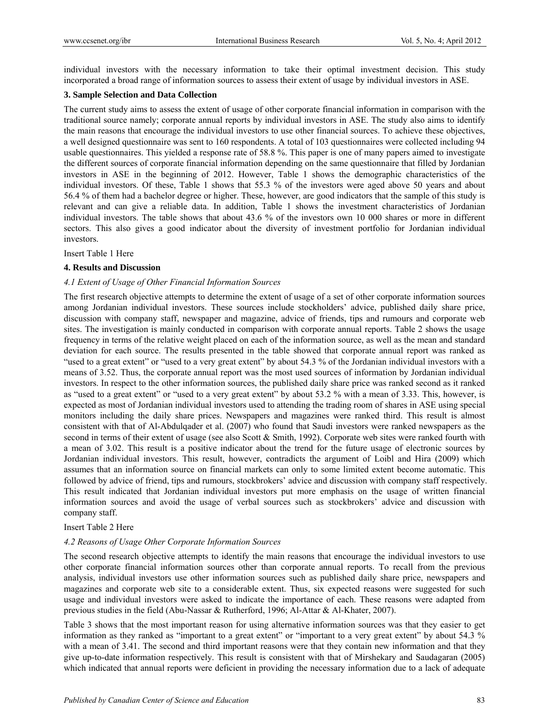individual investors with the necessary information to take their optimal investment decision. This study incorporated a broad range of information sources to assess their extent of usage by individual investors in ASE.

## 3. Sample Selection and Data Collection

The current study aims to assess the extent of usage of other corporate financial information in comparison with the traditional source namely; corporate annual reports by individual investors in ASE. The study also aims to identify the main reasons that encourage the individual investors to use other financial sources. To achieve these objectives, a well designed questionnaire was sent to 160 respondents. A total of 103 questionnaires were collected including 94 usable questionnaires. This yielded a response rate of 58.8 %. This paper is one of many papers aimed to investigate the different sources of corporate financial information depending on the same questionnaire that filled by Jordanian investors in ASE in the beginning of 2012. However, Table 1 shows the demographic characteristics of the individual investors. Of these, Table 1 shows that 55.3 % of the investors were aged above 50 years and about 56.4 % of them had a bachelor degree or higher. These, however, are good indicators that the sample of this study is relevant and can give a reliable data. In addition, Table 1 shows the investment characteristics of Jordanian individual investors. The table shows that about 43.6 % of the investors own 10 000 shares or more in different sectors. This also gives a good indicator about the diversity of investment portfolio for Jordanian individual investors.

Insert Table 1 Here

## 4. Results and Discussion

### *4.1 Extent of Usage of Other Financial Information Sources*

The first research objective attempts to determine the extent of usage of a set of other corporate information sources among Jordanian individual investors. These sources include stockholders' advice, published daily share price, discussion with company staff, newspaper and magazine, advice of friends, tips and rumours and corporate web sites. The investigation is mainly conducted in comparison with corporate annual reports. Table 2 shows the usage frequency in terms of the relative weight placed on each of the information source, as well as the mean and standard deviation for each source. The results presented in the table showed that corporate annual report was ranked as "used to a great extent" or "used to a very great extent" by about 54.3 % of the Jordanian individual investors with a means of 3.52. Thus, the corporate annual report was the most used sources of information by Jordanian individual investors. In respect to the other information sources, the published daily share price was ranked second as it ranked as "used to a great extent" or "used to a very great extent" by about 53.2 % with a mean of 3.33. This, however, is expected as most of Jordanian individual investors used to attending the trading room of shares in ASE using special monitors including the daily share prices. Newspapers and magazines were ranked third. This result is almost consistent with that of Al-Abdulqader et al. (2007) who found that Saudi investors were ranked newspapers as the second in terms of their extent of usage (see also Scott & Smith, 1992). Corporate web sites were ranked fourth with a mean of 3.02. This result is a positive indicator about the trend for the future usage of electronic sources by Jordanian individual investors. This result, however, contradicts the argument of Loibl and Hira (2009) which assumes that an information source on financial markets can only to some limited extent become automatic. This followed by advice of friend, tips and rumours, stockbrokers' advice and discussion with company staff respectively. This result indicated that Jordanian individual investors put more emphasis on the usage of written financial information sources and avoid the usage of verbal sources such as stockbrokers' advice and discussion with company staff.

Insert Table 2 Here

### *4.2 Reasons of Usage Other Corporate Information Sources*

The second research objective attempts to identify the main reasons that encourage the individual investors to use other corporate financial information sources other than corporate annual reports. To recall from the previous analysis, individual investors use other information sources such as published daily share price, newspapers and magazines and corporate web site to a considerable extent. Thus, six expected reasons were suggested for such usage and individual investors were asked to indicate the importance of each. These reasons were adapted from previous studies in the field (Abu-Nassar & Rutherford, 1996; Al-Attar & Al-Khater, 2007).

Table 3 shows that the most important reason for using alternative information sources was that they easier to get information as they ranked as "important to a great extent" or "important to a very great extent" by about 54.3 % with a mean of 3.41. The second and third important reasons were that they contain new information and that they give up-to-date information respectively. This result is consistent with that of Mirshekary and Saudagaran (2005) which indicated that annual reports were deficient in providing the necessary information due to a lack of adequate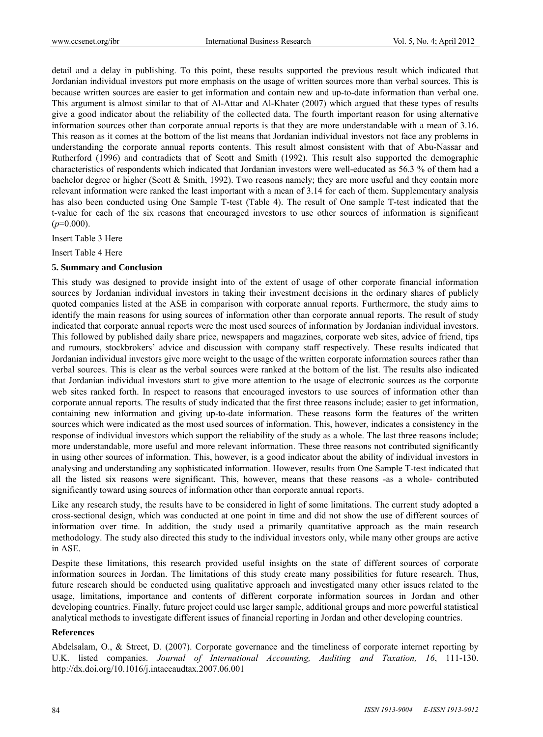detail and a delay in publishing. To this point, these results supported the previous result which indicated that Jordanian individual investors put more emphasis on the usage of written sources more than verbal sources. This is because written sources are easier to get information and contain new and up-to-date information than verbal one. This argument is almost similar to that of Al-Attar and Al-Khater (2007) which argued that these types of results give a good indicator about the reliability of the collected data. The fourth important reason for using alternative information sources other than corporate annual reports is that they are more understandable with a mean of 3.16. This reason as it comes at the bottom of the list means that Jordanian individual investors not face any problems in understanding the corporate annual reports contents. This result almost consistent with that of Abu-Nassar and Rutherford (1996) and contradicts that of Scott and Smith (1992). This result also supported the demographic characteristics of respondents which indicated that Jordanian investors were well-educated as 56.3 % of them had a bachelor degree or higher (Scott & Smith, 1992). Two reasons namely; they are more useful and they contain more relevant information were ranked the least important with a mean of 3.14 for each of them. Supplementary analysis has also been conducted using One Sample T-test (Table 4). The result of One sample T-test indicated that the t-value for each of the six reasons that encouraged investors to use other sources of information is significant ($p$=0.000).

Insert Table 3 Here

Insert Table 4 Here

## 5. Summary and Conclusion

This study was designed to provide insight into of the extent of usage of other corporate financial information sources by Jordanian individual investors in taking their investment decisions in the ordinary shares of publicly quoted companies listed at the ASE in comparison with corporate annual reports. Furthermore, the study aims to identify the main reasons for using sources of information other than corporate annual reports. The result of study indicated that corporate annual reports were the most used sources of information by Jordanian individual investors. This followed by published daily share price, newspapers and magazines, corporate web sites, advice of friend, tips and rumours, stockbrokers' advice and discussion with company staff respectively. These results indicated that Jordanian individual investors give more weight to the usage of the written corporate information sources rather than verbal sources. This is clear as the verbal sources were ranked at the bottom of the list. The results also indicated that Jordanian individual investors start to give more attention to the usage of electronic sources as the corporate web sites ranked forth. In respect to reasons that encouraged investors to use sources of information other than corporate annual reports. The results of study indicated that the first three reasons include; easier to get information, containing new information and giving up-to-date information. These reasons form the features of the written sources which were indicated as the most used sources of information. This, however, indicates a consistency in the response of individual investors which support the reliability of the study as a whole. The last three reasons include; more understandable, more useful and more relevant information. These three reasons not contributed significantly in using other sources of information. This, however, is a good indicator about the ability of individual investors in analysing and understanding any sophisticated information. However, results from One Sample T-test indicated that all the listed six reasons were significant. This, however, means that these reasons -as a whole- contributed significantly toward using sources of information other than corporate annual reports.

Like any research study, the results have to be considered in light of some limitations. The current study adopted a cross-sectional design, which was conducted at one point in time and did not show the use of different sources of information over time. In addition, the study used a primarily quantitative approach as the main research methodology. The study also directed this study to the individual investors only, while many other groups are active in ASE.

Despite these limitations, this research provided useful insights on the state of different sources of corporate information sources in Jordan. The limitations of this study create many possibilities for future research. Thus, future research should be conducted using qualitative approach and investigated many other issues related to the usage, limitations, importance and contents of different corporate information sources in Jordan and other developing countries. Finally, future project could use larger sample, additional groups and more powerful statistical analytical methods to investigate different issues of financial reporting in Jordan and other developing countries.

## References

Abdelsalam, O., & Street, D. (2007). Corporate governance and the timeliness of corporate internet reporting by U.K. listed companies. *Journal of International Accounting, Auditing and Taxation, 16*, 111-130. http://dx.doi.org/10.1016/j.intaccaudtax.2007.06.001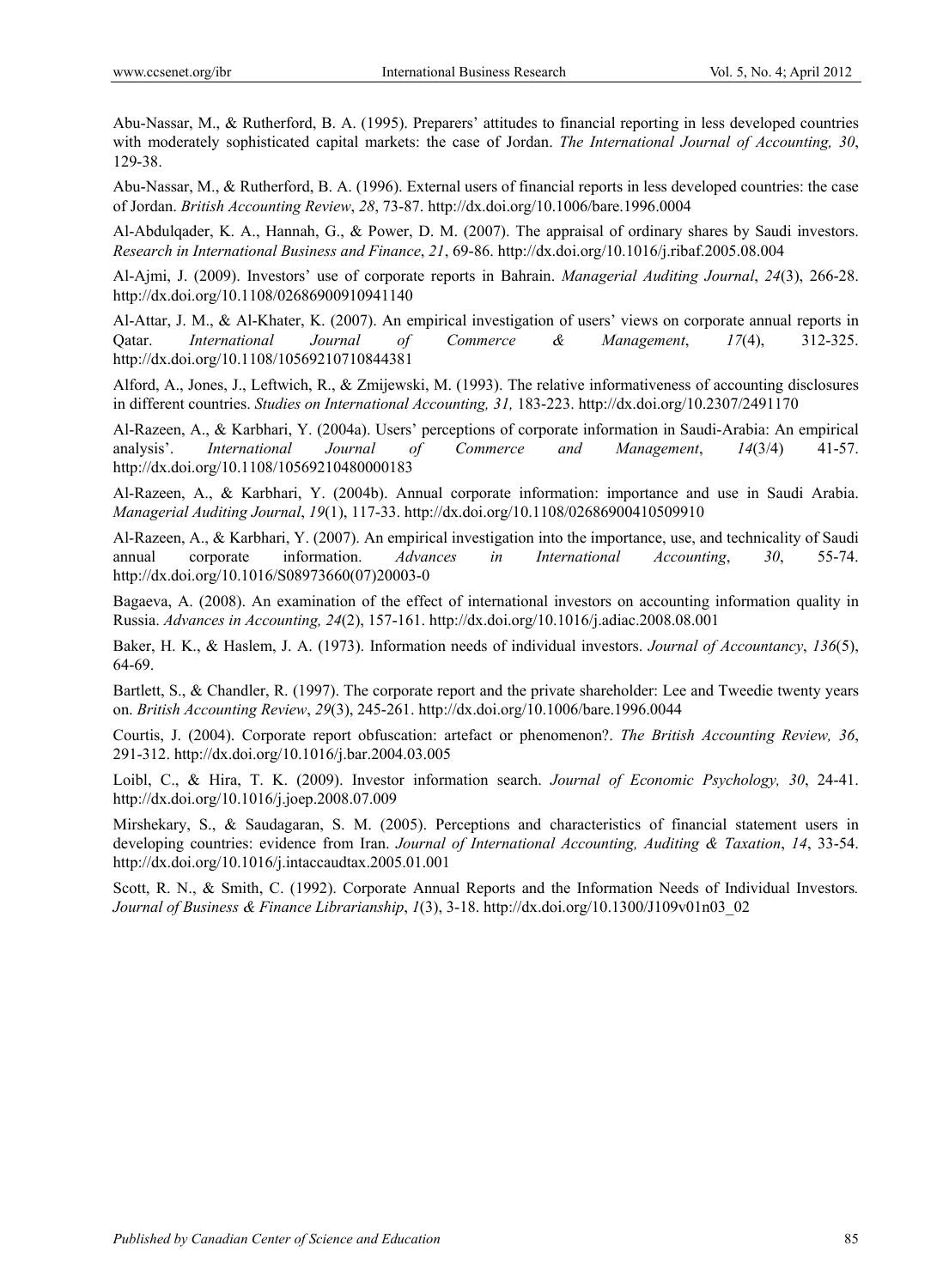Abu-Nassar, M., & Rutherford, B. A. (1995). Preparers' attitudes to financial reporting in less developed countries with moderately sophisticated capital markets: the case of Jordan. *The International Journal of Accounting, 30*, 129-38.

Abu-Nassar, M., & Rutherford, B. A. (1996). External users of financial reports in less developed countries: the case of Jordan. *British Accounting Review*, *28*, 73-87. http://dx.doi.org/10.1006/bare.1996.0004

Al-Abdulqader, K. A., Hannah, G., & Power, D. M. (2007). The appraisal of ordinary shares by Saudi investors. *Research in International Business and Finance*, *21*, 69-86. http://dx.doi.org/10.1016/j.ribaf.2005.08.004

Al-Ajmi, J. (2009). Investors' use of corporate reports in Bahrain. *Managerial Auditing Journal*, *24*(3), 266-28. http://dx.doi.org/10.1108/02686900910941140

Al-Attar, J. M., & Al-Khater, K. (2007). An empirical investigation of users' views on corporate annual reports in Qatar. *International Journal of Commerce & Management*, *17*(4), 312-325. http://dx.doi.org/10.1108/10569210710844381

Alford, A., Jones, J., Leftwich, R., & Zmijewski, M. (1993). The relative informativeness of accounting disclosures in different countries. *Studies on International Accounting, 31,* 183-223. http://dx.doi.org/10.2307/2491170

Al-Razeen, A., & Karbhari, Y. (2004a). Users' perceptions of corporate information in Saudi-Arabia: An empirical analysis'. *International Journal of Commerce and Management*, *14*(3/4) 41-57. http://dx.doi.org/10.1108/10569210480000183

Al-Razeen, A., & Karbhari, Y. (2004b). Annual corporate information: importance and use in Saudi Arabia. *Managerial Auditing Journal*, *19*(1), 117-33. http://dx.doi.org/10.1108/02686900410509910

Al-Razeen, A., & Karbhari, Y. (2007). An empirical investigation into the importance, use, and technicality of Saudi annual corporate information. *Advances in International Accounting*, *30*, 55-74. http://dx.doi.org/10.1016/S08973660(07)20003-0

Bagaeva, A. (2008). An examination of the effect of international investors on accounting information quality in Russia. *Advances in Accounting, 24*(2), 157-161. http://dx.doi.org/10.1016/j.adiac.2008.08.001

Baker, H. K., & Haslem, J. A. (1973). Information needs of individual investors. *Journal of Accountancy*, *136*(5), 64-69.

Bartlett, S., & Chandler, R. (1997). The corporate report and the private shareholder: Lee and Tweedie twenty years on. *British Accounting Review*, *29*(3), 245-261. http://dx.doi.org/10.1006/bare.1996.0044

Courtis, J. (2004). Corporate report obfuscation: artefact or phenomenon?. *The British Accounting Review, 36*, 291-312. http://dx.doi.org/10.1016/j.bar.2004.03.005

Loibl, C., & Hira, T. K. (2009). Investor information search. *Journal of Economic Psychology, 30*, 24-41. http://dx.doi.org/10.1016/j.joep.2008.07.009

Mirshekary, S., & Saudagaran, S. M. (2005). Perceptions and characteristics of financial statement users in developing countries: evidence from Iran. *Journal of International Accounting, Auditing & Taxation*, *14*, 33-54. http://dx.doi.org/10.1016/j.intaccaudtax.2005.01.001

Scott, R. N., & Smith, C. (1992). Corporate Annual Reports and the Information Needs of Individual Investors*.* *Journal of Business & Finance Librarianship*, *1*(3), 3-18. http://dx.doi.org/10.1300/J109v01n03_02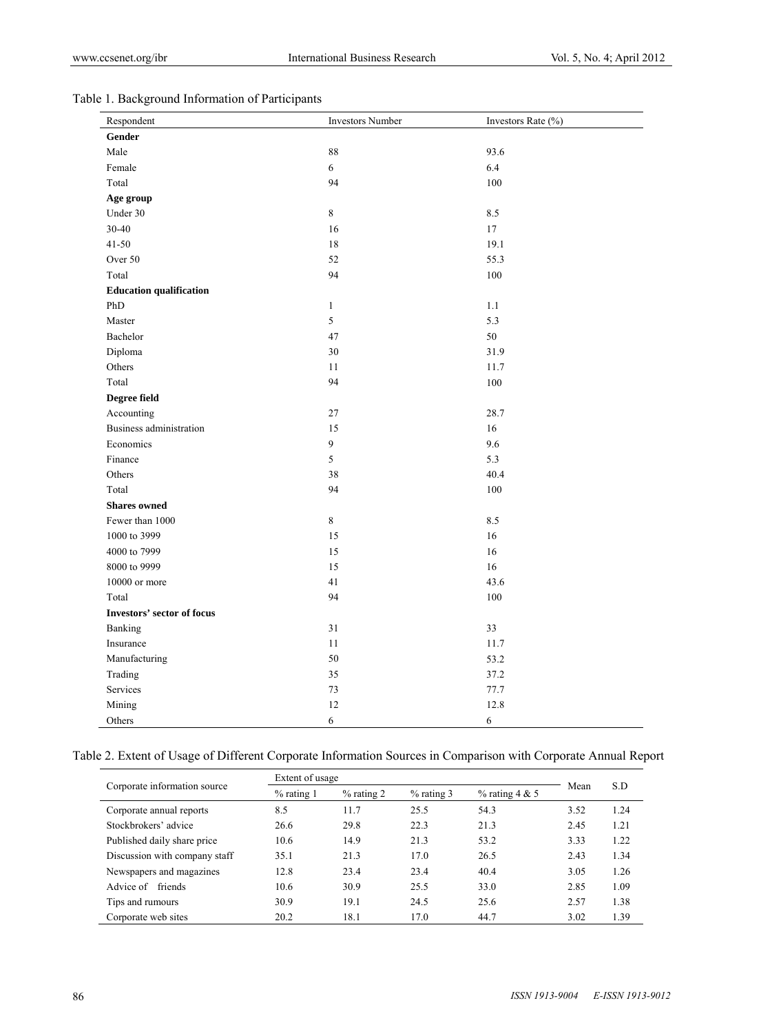Table 1. Background Information of Participants

| Respondent | Investors Number | Investors Rate (%) |
|---|---|---|
| **Gender** | | |
| Male | 88 | 93.6 |
| Female | 6 | 6.4 |
| Total | 94 | 100 |
| **Age group** | | |
| Under 30 | 8 | 8.5 |
| 30-40 | 16 | 17 |
| 41-50 | 18 | 19.1 |
| Over 50 | 52 | 55.3 |
| Total | 94 | 100 |
| **Education qualification** | | |
| PhD | 1 | 1.1 |
| Master | 5 | 5.3 |
| Bachelor | 47 | 50 |
| Diploma | 30 | 31.9 |
| Others | 11 | 11.7 |
| Total | 94 | 100 |
| **Degree field** | | |
| Accounting | 27 | 28.7 |
| Business administration | 15 | 16 |
| Economics | 9 | 9.6 |
| Finance | 5 | 5.3 |
| Others | 38 | 40.4 |
| Total | 94 | 100 |
| **Shares owned** | | |
| Fewer than 1000 | 8 | 8.5 |
| 1000 to 3999 | 15 | 16 |
| 4000 to 7999 | 15 | 16 |
| 8000 to 9999 | 15 | 16 |
| 10000 or more | 41 | 43.6 |
| Total | 94 | 100 |
| **Investors' sector of focus** | | |
| Banking | 31 | 33 |
| Insurance | 11 | 11.7 |
| Manufacturing | 50 | 53.2 |
| Trading | 35 | 37.2 |
| Services | 73 | 77.7 |
| Mining | 12 | 12.8 |
| Others | 6 | 6 |

Table 2. Extent of Usage of Different Corporate Information Sources in Comparison with Corporate Annual Report

| Corporate information source | Extent of usage | | | | Mean | S.D |
|---|---|---|---|---|---|---|
| | % rating 1 | % rating 2 | % rating 3 | % rating 4 & 5 | | |
| Corporate annual reports | 8.5 | 11.7 | 25.5 | 54.3 | 3.52 | 1.24 |
| Stockbrokers' advice | 26.6 | 29.8 | 22.3 | 21.3 | 2.45 | 1.21 |
| Published daily share price | 10.6 | 14.9 | 21.3 | 53.2 | 3.33 | 1.22 |
| Discussion with company staff | 35.1 | 21.3 | 17.0 | 26.5 | 2.43 | 1.34 |
| Newspapers and magazines | 12.8 | 23.4 | 23.4 | 40.4 | 3.05 | 1.26 |
| Advice of friends | 10.6 | 30.9 | 25.5 | 33.0 | 2.85 | 1.09 |
| Tips and rumours | 30.9 | 19.1 | 24.5 | 25.6 | 2.57 | 1.38 |
| Corporate web sites | 20.2 | 18.1 | 17.0 | 44.7 | 3.02 | 1.39 |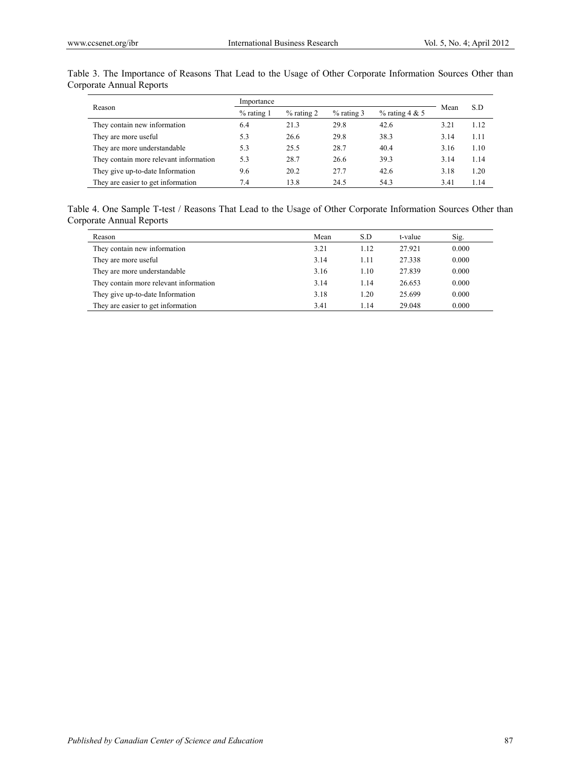Table 3. The Importance of Reasons That Lead to the Usage of Other Corporate Information Sources Other than Corporate Annual Reports

| Reason | Importance | | | | Mean | S.D |
|---|---|---|---|---|---|---|
| | % rating 1 | % rating 2 | % rating 3 | % rating 4 & 5 | | |
| They contain new information | 6.4 | 21.3 | 29.8 | 42.6 | 3.21 | 1.12 |
| They are more useful | 5.3 | 26.6 | 29.8 | 38.3 | 3.14 | 1.11 |
| They are more understandable | 5.3 | 25.5 | 28.7 | 40.4 | 3.16 | 1.10 |
| They contain more relevant information | 5.3 | 28.7 | 26.6 | 39.3 | 3.14 | 1.14 |
| They give up-to-date Information | 9.6 | 20.2 | 27.7 | 42.6 | 3.18 | 1.20 |
| They are easier to get information | 7.4 | 13.8 | 24.5 | 54.3 | 3.41 | 1.14 |

Table 4. One Sample T-test / Reasons That Lead to the Usage of Other Corporate Information Sources Other than Corporate Annual Reports

| Reason | Mean | S.D | t-value | Sig. |
|---|---|---|---|---|
| They contain new information | 3.21 | 1.12 | 27.921 | 0.000 |
| They are more useful | 3.14 | 1.11 | 27.338 | 0.000 |
| They are more understandable | 3.16 | 1.10 | 27.839 | 0.000 |
| They contain more relevant information | 3.14 | 1.14 | 26.653 | 0.000 |
| They give up-to-date Information | 3.18 | 1.20 | 25.699 | 0.000 |
| They are easier to get information | 3.41 | 1.14 | 29.048 | 0.000 |